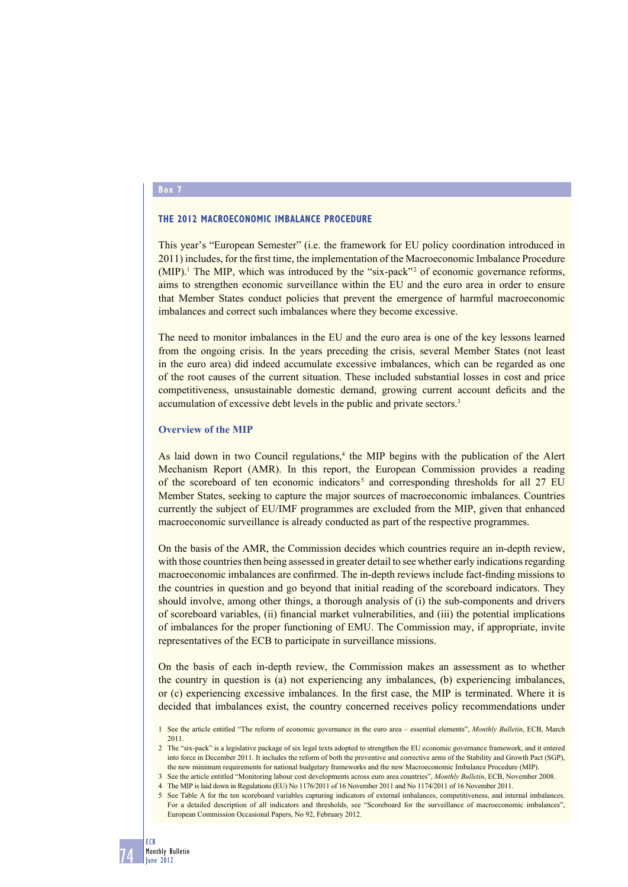**Box 7**

## THE 2012 MACROECONOMIC IMBALANCE PROCEDURE

This year's "European Semester" (i.e. the framework for EU policy coordination introduced in 2011) includes, for the first time, the implementation of the Macroeconomic Imbalance Procedure (MIP).[1] The MIP, which was introduced by the "six-pack"[2] of economic governance reforms, aims to strengthen economic surveillance within the EU and the euro area in order to ensure that Member States conduct policies that prevent the emergence of harmful macroeconomic imbalances and correct such imbalances where they become excessive.

The need to monitor imbalances in the EU and the euro area is one of the key lessons learned from the ongoing crisis. In the years preceding the crisis, several Member States (not least in the euro area) did indeed accumulate excessive imbalances, which can be regarded as one of the root causes of the current situation. These included substantial losses in cost and price competitiveness, unsustainable domestic demand, growing current account deficits and the accumulation of excessive debt levels in the public and private sectors.[3]

### Overview of the MIP

As laid down in two Council regulations,[4] the MIP begins with the publication of the Alert Mechanism Report (AMR). In this report, the European Commission provides a reading of the scoreboard of ten economic indicators[5] and corresponding thresholds for all 27 EU Member States, seeking to capture the major sources of macroeconomic imbalances. Countries currently the subject of EU/IMF programmes are excluded from the MIP, given that enhanced macroeconomic surveillance is already conducted as part of the respective programmes.

On the basis of the AMR, the Commission decides which countries require an in-depth review, with those countries then being assessed in greater detail to see whether early indications regarding macroeconomic imbalances are confirmed. The in-depth reviews include fact-finding missions to the countries in question and go beyond that initial reading of the scoreboard indicators. They should involve, among other things, a thorough analysis of (i) the sub-components and drivers of scoreboard variables, (ii) financial market vulnerabilities, and (iii) the potential implications of imbalances for the proper functioning of EMU. The Commission may, if appropriate, invite representatives of the ECB to participate in surveillance missions.

On the basis of each in-depth review, the Commission makes an assessment as to whether the country in question is (a) not experiencing any imbalances, (b) experiencing imbalances, or (c) experiencing excessive imbalances. In the first case, the MIP is terminated. Where it is decided that imbalances exist, the country concerned receives policy recommendations under

1 See the article entitled "The reform of economic governance in the euro area – essential elements", *Monthly Bulletin*, ECB, March 2011.

2 The "six-pack" is a legislative package of six legal texts adopted to strengthen the EU economic governance framework, and it entered into force in December 2011. It includes the reform of both the preventive and corrective arms of the Stability and Growth Pact (SGP), the new minimum requirements for national budgetary frameworks and the new Macroeconomic Imbalance Procedure (MIP).

3 See the article entitled "Monitoring labour cost developments across euro area countries", *Monthly Bulletin*, ECB, November 2008.

4 The MIP is laid down in Regulations (EU) No 1176/2011 of 16 November 2011 and No 1174/2011 of 16 November 2011.

5 See Table A for the ten scoreboard variables capturing indicators of external imbalances, competitiveness, and internal imbalances. For a detailed description of all indicators and thresholds, see "Scoreboard for the surveillance of macroeconomic imbalances", European Commission Occasional Papers, No 92, February 2012.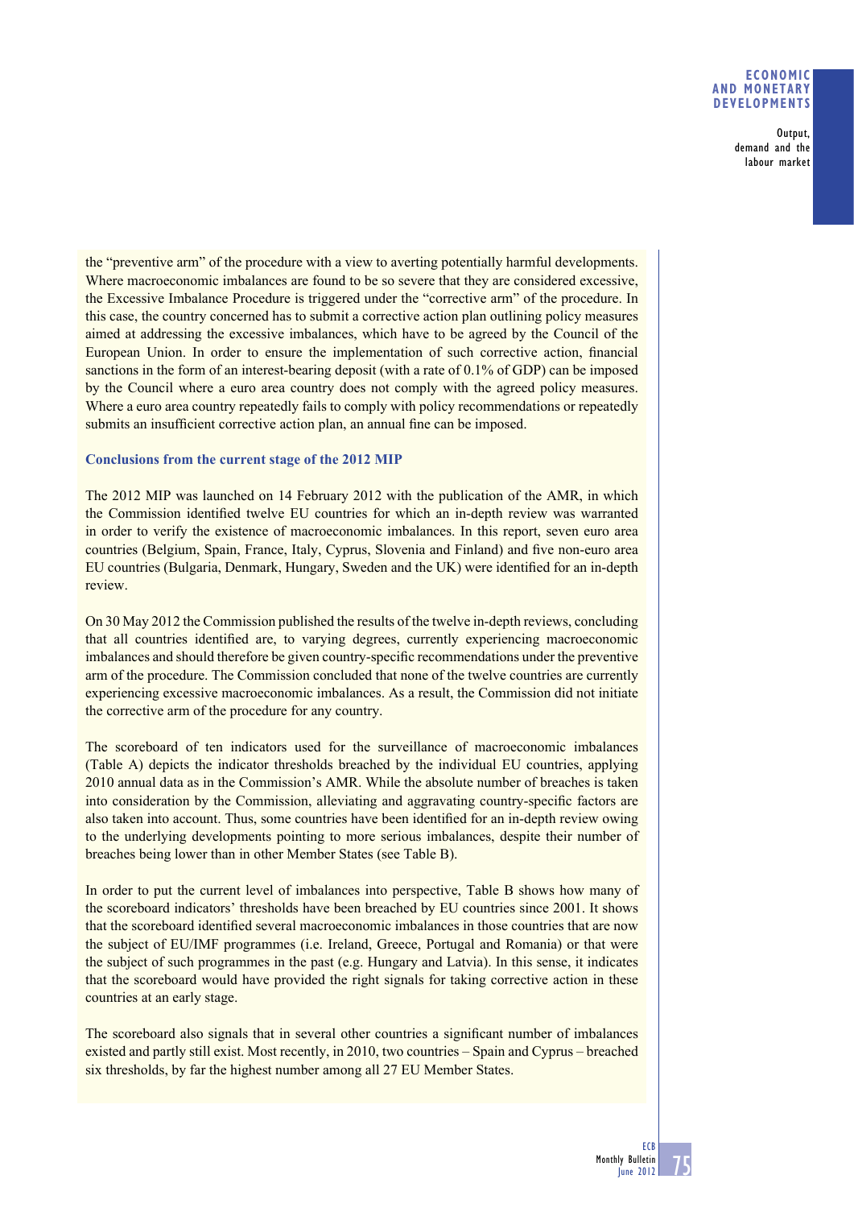the "preventive arm" of the procedure with a view to averting potentially harmful developments. Where macroeconomic imbalances are found to be so severe that they are considered excessive, the Excessive Imbalance Procedure is triggered under the "corrective arm" of the procedure. In this case, the country concerned has to submit a corrective action plan outlining policy measures aimed at addressing the excessive imbalances, which have to be agreed by the Council of the European Union. In order to ensure the implementation of such corrective action, financial sanctions in the form of an interest-bearing deposit (with a rate of 0.1% of GDP) can be imposed by the Council where a euro area country does not comply with the agreed policy measures. Where a euro area country repeatedly fails to comply with policy recommendations or repeatedly submits an insufficient corrective action plan, an annual fine can be imposed.

### Conclusions from the current stage of the 2012 MIP

The 2012 MIP was launched on 14 February 2012 with the publication of the AMR, in which the Commission identified twelve EU countries for which an in-depth review was warranted in order to verify the existence of macroeconomic imbalances. In this report, seven euro area countries (Belgium, Spain, France, Italy, Cyprus, Slovenia and Finland) and five non-euro area EU countries (Bulgaria, Denmark, Hungary, Sweden and the UK) were identified for an in-depth review.

On 30 May 2012 the Commission published the results of the twelve in-depth reviews, concluding that all countries identified are, to varying degrees, currently experiencing macroeconomic imbalances and should therefore be given country-specific recommendations under the preventive arm of the procedure. The Commission concluded that none of the twelve countries are currently experiencing excessive macroeconomic imbalances. As a result, the Commission did not initiate the corrective arm of the procedure for any country.

The scoreboard of ten indicators used for the surveillance of macroeconomic imbalances (Table A) depicts the indicator thresholds breached by the individual EU countries, applying 2010 annual data as in the Commission's AMR. While the absolute number of breaches is taken into consideration by the Commission, alleviating and aggravating country-specific factors are also taken into account. Thus, some countries have been identified for an in-depth review owing to the underlying developments pointing to more serious imbalances, despite their number of breaches being lower than in other Member States (see Table B).

In order to put the current level of imbalances into perspective, Table B shows how many of the scoreboard indicators' thresholds have been breached by EU countries since 2001. It shows that the scoreboard identified several macroeconomic imbalances in those countries that are now the subject of EU/IMF programmes (i.e. Ireland, Greece, Portugal and Romania) or that were the subject of such programmes in the past (e.g. Hungary and Latvia). In this sense, it indicates that the scoreboard would have provided the right signals for taking corrective action in these countries at an early stage.

The scoreboard also signals that in several other countries a significant number of imbalances existed and partly still exist. Most recently, in 2010, two countries – Spain and Cyprus – breached six thresholds, by far the highest number among all 27 EU Member States.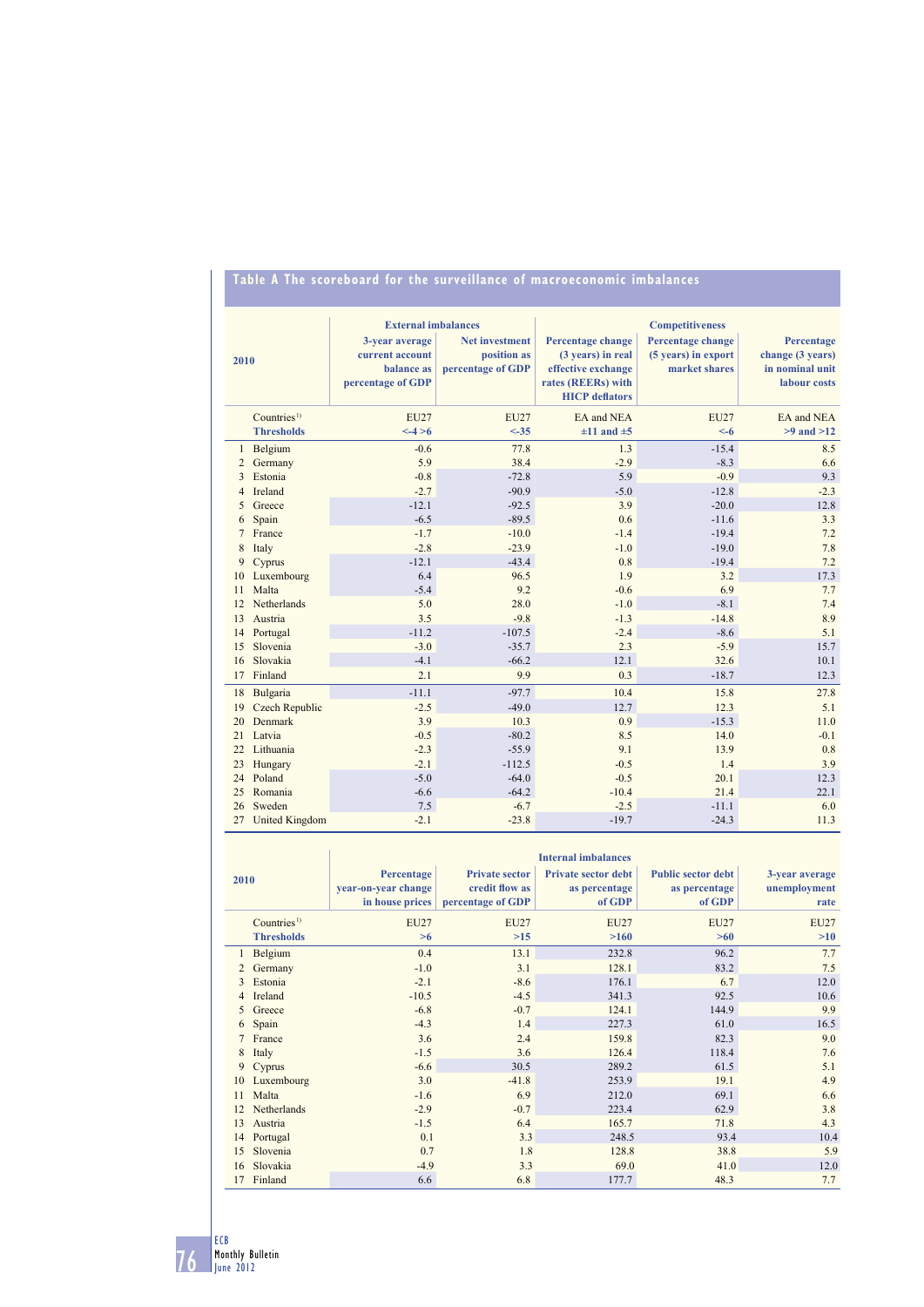## Table A The scoreboard for the surveillance of macroeconomic imbalances

| 2010 | | External imbalances | | Competitiveness | | |
|---|---|---|---|---|---|---|
| | | 3-year average current account balance as percentage of GDP | Net investment position as percentage of GDP | Percentage change (3 years) in real effective exchange rates (REERs) with HICP deflators | Percentage change (5 years) in export market shares | Percentage change (3 years) in nominal unit labour costs |
| | Countries[1] | EU27 | EU27 | EA and NEA | EU27 | EA and NEA |
| | **Thresholds** | **<-4 >6** | **<-35** | **±11 and ±5** | **<-6** | **>9 and >12** |
| 1 | Belgium | -0.6 | 77.8 | 1.3 | -15.4 | 8.5 |
| 2 | Germany | 5.9 | 38.4 | -2.9 | -8.3 | 6.6 |
| 3 | Estonia | -0.8 | -72.8 | 5.9 | -0.9 | 9.3 |
| 4 | Ireland | -2.7 | -90.9 | -5.0 | -12.8 | -2.3 |
| 5 | Greece | -12.1 | -92.5 | 3.9 | -20.0 | 12.8 |
| 6 | Spain | -6.5 | -89.5 | 0.6 | -11.6 | 3.3 |
| 7 | France | -1.7 | -10.0 | -1.4 | -19.4 | 7.2 |
| 8 | Italy | -2.8 | -23.9 | -1.0 | -19.0 | 7.8 |
| 9 | Cyprus | -12.1 | -43.4 | 0.8 | -19.4 | 7.2 |
| 10 | Luxembourg | 6.4 | 96.5 | 1.9 | 3.2 | 17.3 |
| 11 | Malta | -5.4 | 9.2 | -0.6 | 6.9 | 7.7 |
| 12 | Netherlands | 5.0 | 28.0 | -1.0 | -8.1 | 7.4 |
| 13 | Austria | 3.5 | -9.8 | -1.3 | -14.8 | 8.9 |
| 14 | Portugal | -11.2 | -107.5 | -2.4 | -8.6 | 5.1 |
| 15 | Slovenia | -3.0 | -35.7 | 2.3 | -5.9 | 15.7 |
| 16 | Slovakia | -4.1 | -66.2 | 12.1 | 32.6 | 10.1 |
| 17 | Finland | 2.1 | 9.9 | 0.3 | -18.7 | 12.3 |
| 18 | Bulgaria | -11.1 | -97.7 | 10.4 | 15.8 | 27.8 |
| 19 | Czech Republic | -2.5 | -49.0 | 12.7 | 12.3 | 5.1 |
| 20 | Denmark | 3.9 | 10.3 | 0.9 | -15.3 | 11.0 |
| 21 | Latvia | -0.5 | -80.2 | 8.5 | 14.0 | -0.1 |
| 22 | Lithuania | -2.3 | -55.9 | 9.1 | 13.9 | 0.8 |
| 23 | Hungary | -2.1 | -112.5 | -0.5 | 1.4 | 3.9 |
| 24 | Poland | -5.0 | -64.0 | -0.5 | 20.1 | 12.3 |
| 25 | Romania | -6.6 | -64.2 | -10.4 | 21.4 | 22.1 |
| 26 | Sweden | 7.5 | -6.7 | -2.5 | -11.1 | 6.0 |
| 27 | United Kingdom | -2.1 | -23.8 | -19.7 | -24.3 | 11.3 |

| 2010 | | Internal imbalances | | | | |
|---|---|---|---|---|---|---|
| | | Percentage year-on-year change in house prices | Private sector credit flow as percentage of GDP | Private sector debt as percentage of GDP | Public sector debt as percentage of GDP | 3-year average unemployment rate |
| | Countries[1] | EU27 | EU27 | EU27 | EU27 | EU27 |
| | **Thresholds** | **>6** | **>15** | **>160** | **>60** | **>10** |
| 1 | Belgium | 0.4 | 13.1 | 232.8 | 96.2 | 7.7 |
| 2 | Germany | -1.0 | 3.1 | 128.1 | 83.2 | 7.5 |
| 3 | Estonia | -2.1 | -8.6 | 176.1 | 6.7 | 12.0 |
| 4 | Ireland | -10.5 | -4.5 | 341.3 | 92.5 | 10.6 |
| 5 | Greece | -6.8 | -0.7 | 124.1 | 144.9 | 9.9 |
| 6 | Spain | -4.3 | 1.4 | 227.3 | 61.0 | 16.5 |
| 7 | France | 3.6 | 2.4 | 159.8 | 82.3 | 9.0 |
| 8 | Italy | -1.5 | 3.6 | 126.4 | 118.4 | 7.6 |
| 9 | Cyprus | -6.6 | 30.5 | 289.2 | 61.5 | 5.1 |
| 10 | Luxembourg | 3.0 | -41.8 | 253.9 | 19.1 | 4.9 |
| 11 | Malta | -1.6 | 6.9 | 212.0 | 69.1 | 6.6 |
| 12 | Netherlands | -2.9 | -0.7 | 223.4 | 62.9 | 3.8 |
| 13 | Austria | -1.5 | 6.4 | 165.7 | 71.8 | 4.3 |
| 14 | Portugal | 0.1 | 3.3 | 248.5 | 93.4 | 10.4 |
| 15 | Slovenia | 0.7 | 1.8 | 128.8 | 38.8 | 5.9 |
| 16 | Slovakia | -4.9 | 3.3 | 69.0 | 41.0 | 12.0 |
| 17 | Finland | 6.6 | 6.8 | 177.7 | 48.3 | 7.7 |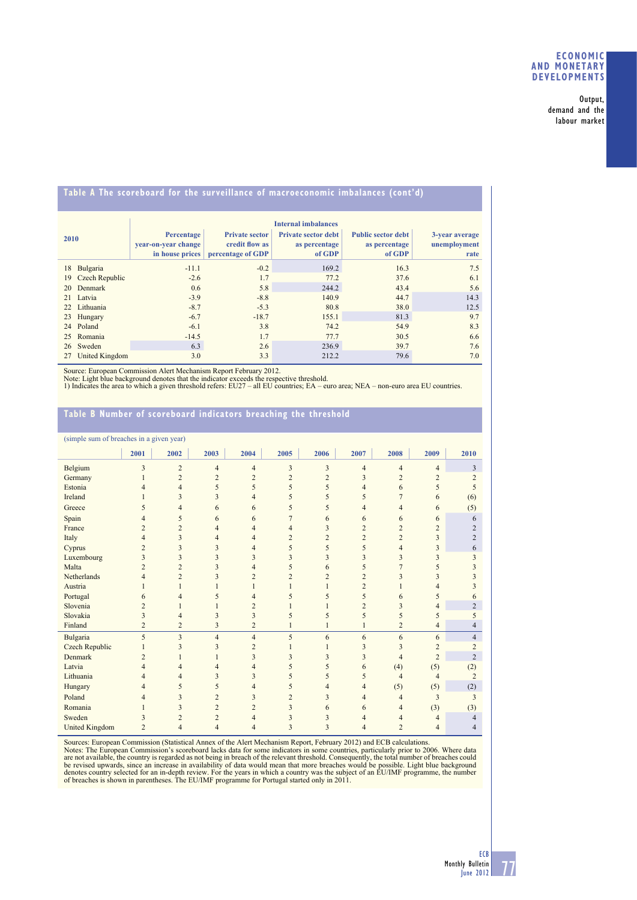## Table A The scoreboard for the surveillance of macroeconomic imbalances (cont'd)

| 2010 | Internal imbalances | | | | |
|---|---|---|---|---|---|
| | Percentage year-on-year change in house prices | Private sector credit flow as percentage of GDP | Private sector debt as percentage of GDP | Public sector debt as percentage of GDP | 3-year average unemployment rate |
| 18 Bulgaria | -11.1 | -0.2 | 169.2 | 16.3 | 7.5 |
| 19 Czech Republic | -2.6 | 1.7 | 77.2 | 37.6 | 6.1 |
| 20 Denmark | 0.6 | 5.8 | 244.2 | 43.4 | 5.6 |
| 21 Latvia | -3.9 | -8.8 | 140.9 | 44.7 | 14.3 |
| 22 Lithuania | -8.7 | -5.3 | 80.8 | 38.0 | 12.5 |
| 23 Hungary | -6.7 | -18.7 | 155.1 | 81.3 | 9.7 |
| 24 Poland | -6.1 | 3.8 | 74.2 | 54.9 | 8.3 |
| 25 Romania | -14.5 | 1.7 | 77.7 | 30.5 | 6.6 |
| 26 Sweden | 6.3 | 2.6 | 236.9 | 39.7 | 7.6 |
| 27 United Kingdom | 3.0 | 3.3 | 212.2 | 79.6 | 7.0 |

Source: European Commission Alert Mechanism Report February 2012.
Note: Light blue background denotes that the indicator exceeds the respective threshold.
1) Indicates the area to which a given threshold refers: EU27 – all EU countries; EA – euro area; NEA – non-euro area EU countries.

## Table B Number of scoreboard indicators breaching the threshold

(simple sum of breaches in a given year)

| | 2001 | 2002 | 2003 | 2004 | 2005 | 2006 | 2007 | 2008 | 2009 | 2010 |
|---|---|---|---|---|---|---|---|---|---|---|
| Belgium | 3 | 2 | 4 | 4 | 3 | 3 | 4 | 4 | 4 | 3 |
| Germany | 1 | 2 | 2 | 2 | 2 | 2 | 3 | 2 | 2 | 2 |
| Estonia | 4 | 4 | 5 | 5 | 5 | 5 | 4 | 6 | 5 | 5 |
| Ireland | 1 | 3 | 3 | 4 | 5 | 5 | 5 | 7 | 6 | (6) |
| Greece | 5 | 4 | 6 | 6 | 5 | 5 | 4 | 4 | 6 | (5) |
| Spain | 4 | 5 | 6 | 6 | 7 | 6 | 6 | 6 | 6 | 6 |
| France | 2 | 2 | 4 | 4 | 4 | 3 | 2 | 2 | 2 | 2 |
| Italy | 4 | 3 | 4 | 4 | 2 | 2 | 2 | 2 | 3 | 2 |
| Cyprus | 2 | 3 | 3 | 4 | 5 | 5 | 5 | 4 | 3 | 6 |
| Luxembourg | 3 | 3 | 3 | 3 | 3 | 3 | 3 | 3 | 3 | 3 |
| Malta | 2 | 2 | 3 | 4 | 5 | 6 | 5 | 7 | 5 | 3 |
| Netherlands | 4 | 2 | 3 | 2 | 2 | 2 | 2 | 3 | 3 | 3 |
| Austria | 1 | 1 | 1 | 1 | 1 | 1 | 2 | 1 | 4 | 3 |
| Portugal | 6 | 4 | 5 | 4 | 5 | 5 | 5 | 6 | 5 | 6 |
| Slovenia | 2 | 1 | 1 | 2 | 1 | 1 | 2 | 3 | 4 | 2 |
| Slovakia | 3 | 4 | 3 | 3 | 5 | 5 | 5 | 5 | 5 | 5 |
| Finland | 2 | 2 | 3 | 2 | 1 | 1 | 1 | 2 | 4 | 4 |
| Bulgaria | 5 | 3 | 4 | 4 | 5 | 6 | 6 | 6 | 6 | 4 |
| Czech Republic | 1 | 3 | 3 | 2 | 1 | 1 | 3 | 3 | 2 | 2 |
| Denmark | 2 | 1 | 1 | 3 | 3 | 3 | 3 | 4 | 2 | 2 |
| Latvia | 4 | 4 | 4 | 4 | 5 | 5 | 6 | (4) | (5) | (2) |
| Lithuania | 4 | 4 | 3 | 3 | 5 | 5 | 5 | 4 | 4 | 2 |
| Hungary | 4 | 5 | 5 | 4 | 5 | 4 | 4 | (5) | (5) | (2) |
| Poland | 4 | 3 | 2 | 3 | 2 | 3 | 4 | 4 | 3 | 3 |
| Romania | 1 | 3 | 2 | 2 | 3 | 6 | 6 | 4 | (3) | (3) |
| Sweden | 3 | 2 | 2 | 4 | 3 | 3 | 4 | 4 | 4 | 4 |
| United Kingdom | 2 | 4 | 4 | 4 | 3 | 3 | 4 | 2 | 4 | 4 |

Sources: European Commission (Statistical Annex of the Alert Mechanism Report, February 2012) and ECB calculations.
Notes: The European Commission's scoreboard lacks data for some indicators in some countries, particularly prior to 2006. Where data are not available, the country is regarded as not being in breach of the relevant threshold. Consequently, the total number of breaches could be revised upwards, since an increase in availability of data would mean that more breaches would be possible. Light blue background denotes country selected for an in-depth review. For the years in which a country was the subject of an EU/IMF programme, the number of breaches is shown in parentheses. The EU/IMF programme for Portugal started only in 2011.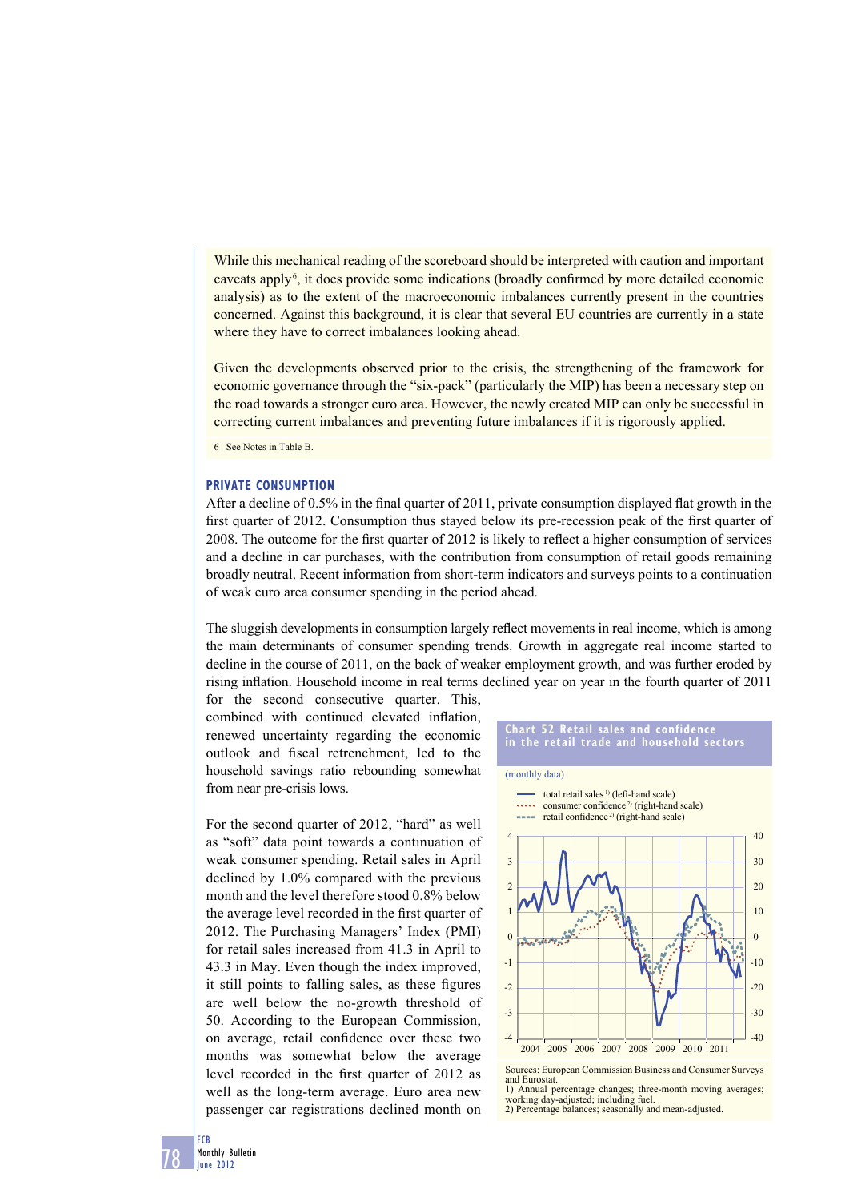While this mechanical reading of the scoreboard should be interpreted with caution and important caveats apply[6], it does provide some indications (broadly confirmed by more detailed economic analysis) as to the extent of the macroeconomic imbalances currently present in the countries concerned. Against this background, it is clear that several EU countries are currently in a state where they have to correct imbalances looking ahead.

Given the developments observed prior to the crisis, the strengthening of the framework for economic governance through the "six-pack" (particularly the MIP) has been a necessary step on the road towards a stronger euro area. However, the newly created MIP can only be successful in correcting current imbalances and preventing future imbalances if it is rigorously applied.

6 See Notes in Table B.

## PRIVATE CONSUMPTION

After a decline of 0.5% in the final quarter of 2011, private consumption displayed flat growth in the first quarter of 2012. Consumption thus stayed below its pre-recession peak of the first quarter of 2008. The outcome for the first quarter of 2012 is likely to reflect a higher consumption of services and a decline in car purchases, with the contribution from consumption of retail goods remaining broadly neutral. Recent information from short-term indicators and surveys points to a continuation of weak euro area consumer spending in the period ahead.

The sluggish developments in consumption largely reflect movements in real income, which is among the main determinants of consumer spending trends. Growth in aggregate real income started to decline in the course of 2011, on the back of weaker employment growth, and was further eroded by rising inflation. Household income in real terms declined year on year in the fourth quarter of 2011 for the second consecutive quarter. This, combined with continued elevated inflation, renewed uncertainty regarding the economic outlook and fiscal retrenchment, led to the household savings ratio rebounding somewhat from near pre-crisis lows.

For the second quarter of 2012, "hard" as well as "soft" data point towards a continuation of weak consumer spending. Retail sales in April declined by 1.0% compared with the previous month and the level therefore stood 0.8% below the average level recorded in the first quarter of 2012. The Purchasing Managers' Index (PMI) for retail sales increased from 41.3 in April to 43.3 in May. Even though the index improved, it still points to falling sales, as these figures are well below the no-growth threshold of 50. According to the European Commission, on average, retail confidence over these two months was somewhat below the average level recorded in the first quarter of 2012 as well as the long-term average. Euro area new passenger car registrations declined month on

**Chart 52 Retail sales and confidence in the retail trade and household sectors**

(monthly data)

total retail sales[1] (left-hand scale)
consumer confidence[2] (right-hand scale)
retail confidence[2] (right-hand scale)

4, 3, 2, 1, 0, -1, -2, -3, -4
40, 30, 20, 10, 0, -10, -20, -30, -40
2004 2005 2006 2007 2008 2009 2010 2011

Sources: European Commission Business and Consumer Surveys and Eurostat.
1) Annual percentage changes; three-month moving averages; working day-adjusted; including fuel.
2) Percentage balances; seasonally and mean-adjusted.